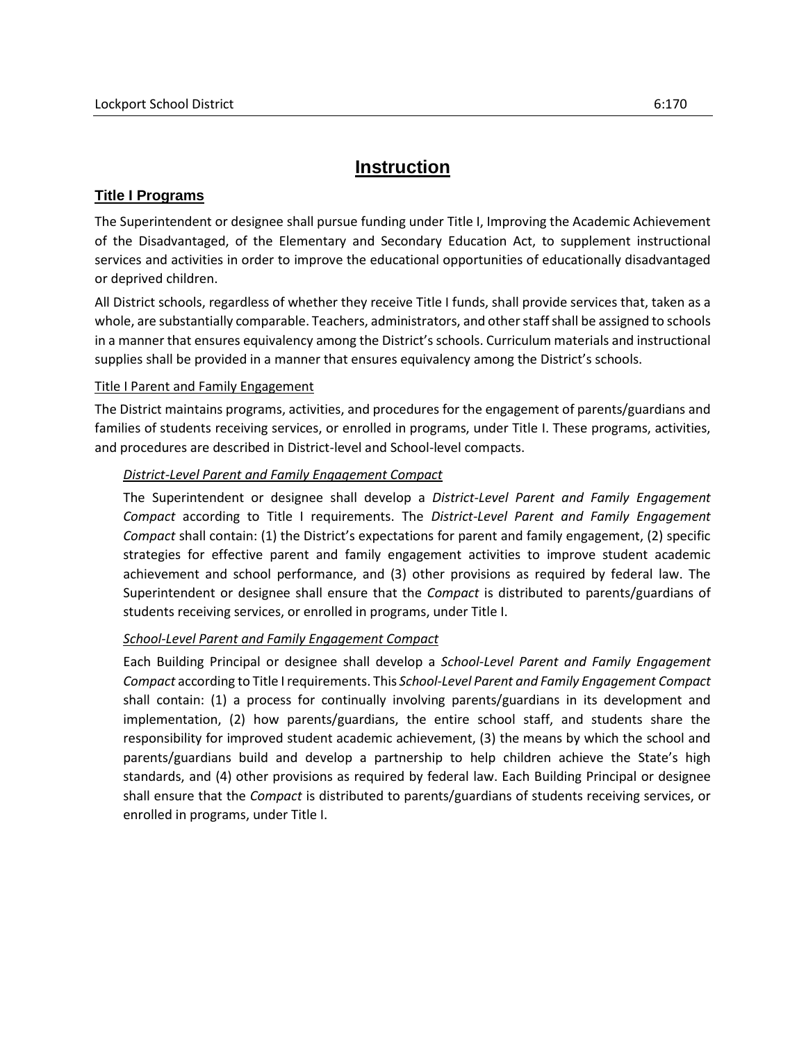# Instruction

## Title I Programs

The Superintendent or designee shall pursue funding under Title I, Improving the Academic Achievement of the Disadvantaged, of the Elementary and Secondary Education Act, to supplement instructional services and activities in order to improve the educational opportunities of educationally disadvantaged or deprived children.

All District schools, regardless of whether they receive Title I funds, shall provide services that, taken as a whole, are substantially comparable. Teachers, administrators, and other staff shall be assigned to schools in a manner that ensures equivalency among the District's schools. Curriculum materials and instructional supplies shall be provided in a manner that ensures equivalency among the District's schools.

### Title I Parent and Family Engagement

The District maintains programs, activities, and procedures for the engagement of parents/guardians and families of students receiving services, or enrolled in programs, under Title I. These programs, activities, and procedures are described in District-level and School-level compacts.

#### *District-Level Parent and Family Engagement Compact*

The Superintendent or designee shall develop a *District-Level Parent and Family Engagement Compact* according to Title I requirements. The *District-Level Parent and Family Engagement Compact* shall contain: (1) the District's expectations for parent and family engagement, (2) specific strategies for effective parent and family engagement activities to improve student academic achievement and school performance, and (3) other provisions as required by federal law. The Superintendent or designee shall ensure that the *Compact* is distributed to parents/guardians of students receiving services, or enrolled in programs, under Title I.

#### *School-Level Parent and Family Engagement Compact*

Each Building Principal or designee shall develop a *School-Level Parent and Family Engagement Compact* according to Title I requirements. This *School-Level Parent and Family Engagement Compact* shall contain: (1) a process for continually involving parents/guardians in its development and implementation, (2) how parents/guardians, the entire school staff, and students share the responsibility for improved student academic achievement, (3) the means by which the school and parents/guardians build and develop a partnership to help children achieve the State's high standards, and (4) other provisions as required by federal law. Each Building Principal or designee shall ensure that the *Compact* is distributed to parents/guardians of students receiving services, or enrolled in programs, under Title I.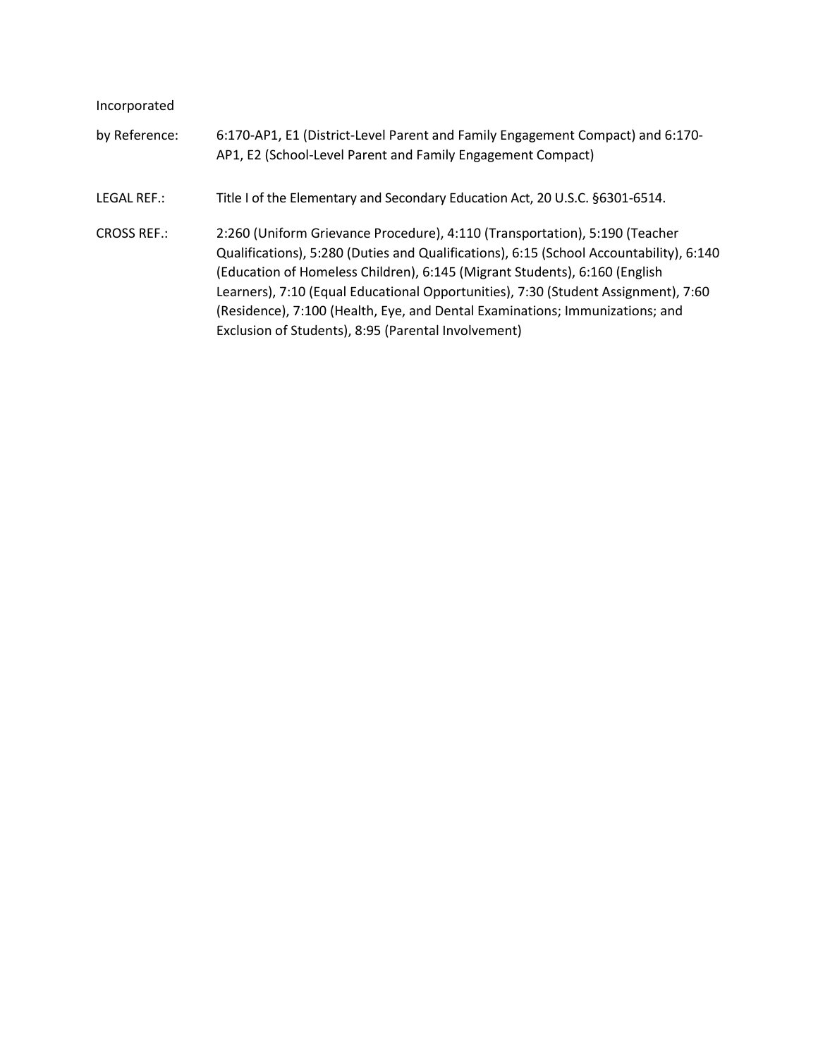Incorporated by Reference: 6:170-AP1, E1 (District-Level Parent and Family Engagement Compact) and 6:170-AP1, E2 (School-Level Parent and Family Engagement Compact)

LEGAL REF.: Title I of the Elementary and Secondary Education Act, 20 U.S.C. §6301-6514.

CROSS REF.: 2:260 (Uniform Grievance Procedure), 4:110 (Transportation), 5:190 (Teacher Qualifications), 5:280 (Duties and Qualifications), 6:15 (School Accountability), 6:140 (Education of Homeless Children), 6:145 (Migrant Students), 6:160 (English Learners), 7:10 (Equal Educational Opportunities), 7:30 (Student Assignment), 7:60 (Residence), 7:100 (Health, Eye, and Dental Examinations; Immunizations; and Exclusion of Students), 8:95 (Parental Involvement)